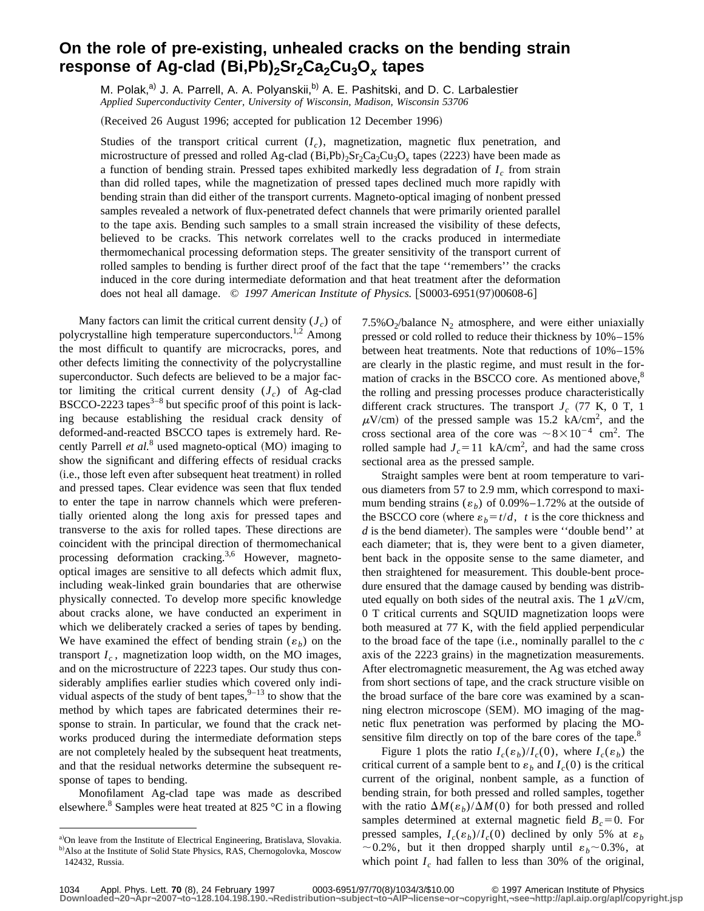# On the role of pre-existing, unhealed cracks on the bending strain response of Ag-clad $(Bi,Pb)_2Sr_2Ca_2Cu_3O_x$ tapes

M. Polak,[a] J. A. Parrell, A. A. Polyanskii,[b] A. E. Pashitski, and D. C. Larbalestier

*Applied Superconductivity Center, University of Wisconsin, Madison, Wisconsin 53706*

(Received 26 August 1996; accepted for publication 12 December 1996)

Studies of the transport critical current ($I_c$), magnetization, magnetic flux penetration, and microstructure of pressed and rolled Ag-clad $(Bi,Pb)_2Sr_2Ca_2Cu_3O_x$ tapes (2223) have been made as a function of bending strain. Pressed tapes exhibited markedly less degradation of $I_c$ from strain than did rolled tapes, while the magnetization of pressed tapes declined much more rapidly with bending strain than did either of the transport currents. Magneto-optical imaging of nonbent pressed samples revealed a network of flux-penetrated defect channels that were primarily oriented parallel to the tape axis. Bending such samples to a small strain increased the visibility of these defects, believed to be cracks. This network correlates well to the cracks produced in intermediate thermomechanical processing deformation steps. The greater sensitivity of the transport current of rolled samples to bending is further direct proof of the fact that the tape ''remembers'' the cracks induced in the core during intermediate deformation and that heat treatment after the deformation does not heal all damage. © *1997 American Institute of Physics.* [S0003-6951(97)00608-6]

Many factors can limit the critical current density ($J_c$) of polycrystalline high temperature superconductors.[1,2] Among the most difficult to quantify are microcracks, pores, and other defects limiting the connectivity of the polycrystalline superconductor. Such defects are believed to be a major factor limiting the critical current density ($J_c$) of Ag-clad BSCCO-2223 tapes[3–8] but specific proof of this point is lacking because establishing the residual crack density of deformed-and-reacted BSCCO tapes is extremely hard. Recently Parrell *et al.*[8] used magneto-optical (MO) imaging to show the significant and differing effects of residual cracks (i.e., those left even after subsequent heat treatment) in rolled and pressed tapes. Clear evidence was seen that flux tended to enter the tape in narrow channels which were preferentially oriented along the long axis for pressed tapes and transverse to the axis for rolled tapes. These directions are coincident with the principal direction of thermomechanical processing deformation cracking.[3,6] However, magneto-optical images are sensitive to all defects which admit flux, including weak-linked grain boundaries that are otherwise physically connected. To develop more specific knowledge about cracks alone, we have conducted an experiment in which we deliberately cracked a series of tapes by bending. We have examined the effect of bending strain ($\varepsilon_b$) on the transport $I_c$, magnetization loop width, on the MO images, and on the microstructure of 2223 tapes. Our study thus considerably amplifies earlier studies which covered only individual aspects of the study of bent tapes,[9–13] to show that the method by which tapes are fabricated determines their response to strain. In particular, we found that the crack networks produced during the intermediate deformation steps are not completely healed by the subsequent heat treatments, and that the residual networks determine the subsequent response of tapes to bending.

Monofilament Ag-clad tape was made as described elsewhere.[8] Samples were heat treated at 825 °C in a flowing 7.5%$O_2$/balance $N_2$ atmosphere, and were either uniaxially pressed or cold rolled to reduce their thickness by 10%–15% between heat treatments. Note that reductions of 10%–15% are clearly in the plastic regime, and must result in the formation of cracks in the BSCCO core. As mentioned above,[8] the rolling and pressing processes produce characteristically different crack structures. The transport $J_c$ (77 K, 0 T, 1 $\mu$V/cm) of the pressed sample was 15.2 kA/cm$^2$, and the cross sectional area of the core was $\sim 8\times10^{-4}$ cm$^2$. The rolled sample had $J_c = 11$ kA/cm$^2$, and had the same cross sectional area as the pressed sample.

Straight samples were bent at room temperature to various diameters from 57 to 2.9 mm, which correspond to maximum bending strains ($\varepsilon_b$) of 0.09%–1.72% at the outside of the BSCCO core (where $\varepsilon_b = t/d$, $t$ is the core thickness and $d$ is the bend diameter). The samples were ''double bend'' at each diameter; that is, they were bent to a given diameter, bent back in the opposite sense to the same diameter, and then straightened for measurement. This double-bent procedure ensured that the damage caused by bending was distributed equally on both sides of the neutral axis. The 1 $\mu$V/cm, 0 T critical currents and SQUID magnetization loops were both measured at 77 K, with the field applied perpendicular to the broad face of the tape (i.e., nominally parallel to the $c$ axis of the 2223 grains) in the magnetization measurements. After electromagnetic measurement, the Ag was etched away from short sections of tape, and the crack structure visible on the broad surface of the bare core was examined by a scanning electron microscope (SEM). MO imaging of the magnetic flux penetration was performed by placing the MO-sensitive film directly on top of the bare cores of the tape.[8]

Figure 1 plots the ratio $I_c(\varepsilon_b)/I_c(0)$, where $I_c(\varepsilon_b)$ the critical current of a sample bent to $\varepsilon_b$ and $I_c(0)$ is the critical current of the original, nonbent sample, as a function of bending strain, for both pressed and rolled samples, together with the ratio $\Delta M(\varepsilon_b)/\Delta M(0)$ for both pressed and rolled samples determined at external magnetic field $B_c = 0$. For pressed samples, $I_c(\varepsilon_b)/I_c(0)$ declined by only 5% at $\varepsilon_b \sim 0.2\%$, but it then dropped sharply until $\varepsilon_b \sim 0.3\%$, at which point $I_c$ had fallen to less than 30% of the original,

[a]On leave from the Institute of Electrical Engineering, Bratislava, Slovakia.
[b]Also at the Institute of Solid State Physics, RAS, Chernogolovka, Moscow 142432, Russia.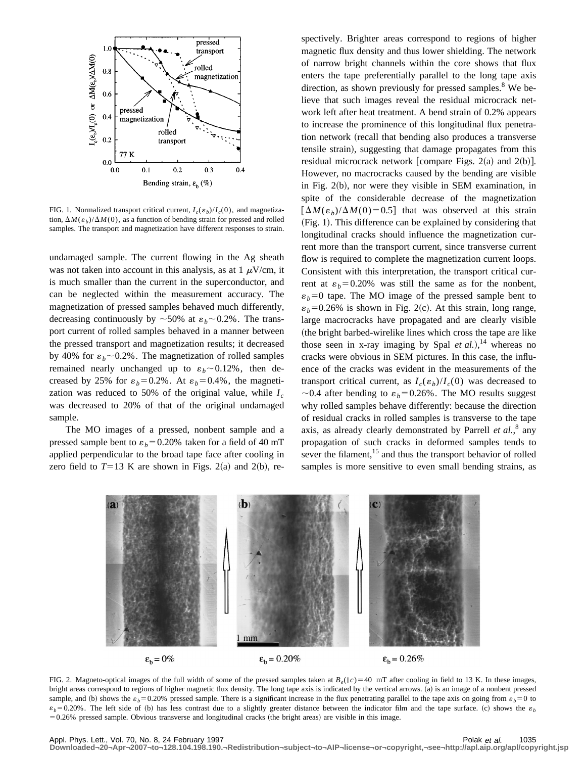FIG. 1. Normalized transport critical current, $I_c(\varepsilon_b)/I_c(0)$, and magnetization, $\Delta M(\varepsilon_b)/\Delta M(0)$, as a function of bending strain for pressed and rolled samples. The transport and magnetization have different responses to strain.

undamaged sample. The current flowing in the Ag sheath was not taken into account in this analysis, as at 1 $\mu$V/cm, it is much smaller than the current in the superconductor, and can be neglected within the measurement accuracy. The magnetization of pressed samples behaved much differently, decreasing continuously by ~50% at $\varepsilon_b$~0.2%. The transport current of rolled samples behaved in a manner between the pressed transport and magnetization results; it decreased by 40% for $\varepsilon_b$~0.2%. The magnetization of rolled samples remained nearly unchanged up to $\varepsilon_b$~0.12%, then decreased by 25% for $\varepsilon_b$=0.2%. At $\varepsilon_b$=0.4%, the magnetization was reduced to 50% of the original value, while $I_c$ was decreased to 20% of that of the original undamaged sample.

The MO images of a pressed, nonbent sample and a pressed sample bent to $\varepsilon_b$=0.20% taken for a field of 40 mT applied perpendicular to the broad tape face after cooling in zero field to $T$=13 K are shown in Figs. 2(a) and 2(b), respectively. Brighter areas correspond to regions of higher magnetic flux density and thus lower shielding. The network of narrow bright channels within the core shows that flux enters the tape preferentially parallel to the long tape axis direction, as shown previously for pressed samples.[8] We believe that such images reveal the residual microcrack network left after heat treatment. A bend strain of 0.2% appears to increase the prominence of this longitudinal flux penetration network (recall that bending also produces a transverse tensile strain), suggesting that damage propagates from this residual microcrack network [compare Figs. 2(a) and 2(b)]. However, no macrocracks caused by the bending are visible in Fig. 2(b), nor were they visible in SEM examination, in spite of the considerable decrease of the magnetization [$\Delta M(\varepsilon_b)/\Delta M(0)$=0.5] that was observed at this strain (Fig. 1). This difference can be explained by considering that longitudinal cracks should influence the magnetization current more than the transport current, since transverse current flow is required to complete the magnetization current loops. Consistent with this interpretation, the transport critical current at $\varepsilon_b$=0.20% was still the same as for the nonbent, $\varepsilon_b$=0 tape. The MO image of the pressed sample bent to $\varepsilon_b$=0.26% is shown in Fig. 2(c). At this strain, long range, large macrocracks have propagated and are clearly visible (the bright barbed-wirelike lines which cross the tape are like those seen in x-ray imaging by Spal *et al.*),[14] whereas no cracks were obvious in SEM pictures. In this case, the influence of the cracks was evident in the measurements of the transport critical current, as $I_c(\varepsilon_b)/I_c(0)$ was decreased to ~0.4 after bending to $\varepsilon_b$=0.26%. The MO results suggest why rolled samples behave differently: because the direction of residual cracks in rolled samples is transverse to the tape axis, as already clearly demonstrated by Parrell *et al.*,[8] any propagation of such cracks in deformed samples tends to sever the filament,[15] and thus the transport behavior of rolled samples is more sensitive to even small bending strains, as

FIG. 2. Magneto-optical images of the full width of some of the pressed samples taken at $B_e(\|c)$=40 mT after cooling in field to 13 K. In these images, bright areas correspond to regions of higher magnetic flux density. The long tape axis is indicated by the vertical arrows. (a) is an image of a nonbent pressed sample, and (b) shows the $\varepsilon_b$=0.20% pressed sample. There is a significant increase in the flux penetrating parallel to the tape axis on going from $\varepsilon_b$=0 to $\varepsilon_b$=0.20%. The left side of (b) has less contrast due to a slightly greater distance between the indicator film and the tape surface. (c) shows the $\varepsilon_b$=0.26% pressed sample. Obvious transverse and longitudinal cracks (the bright areas) are visible in this image.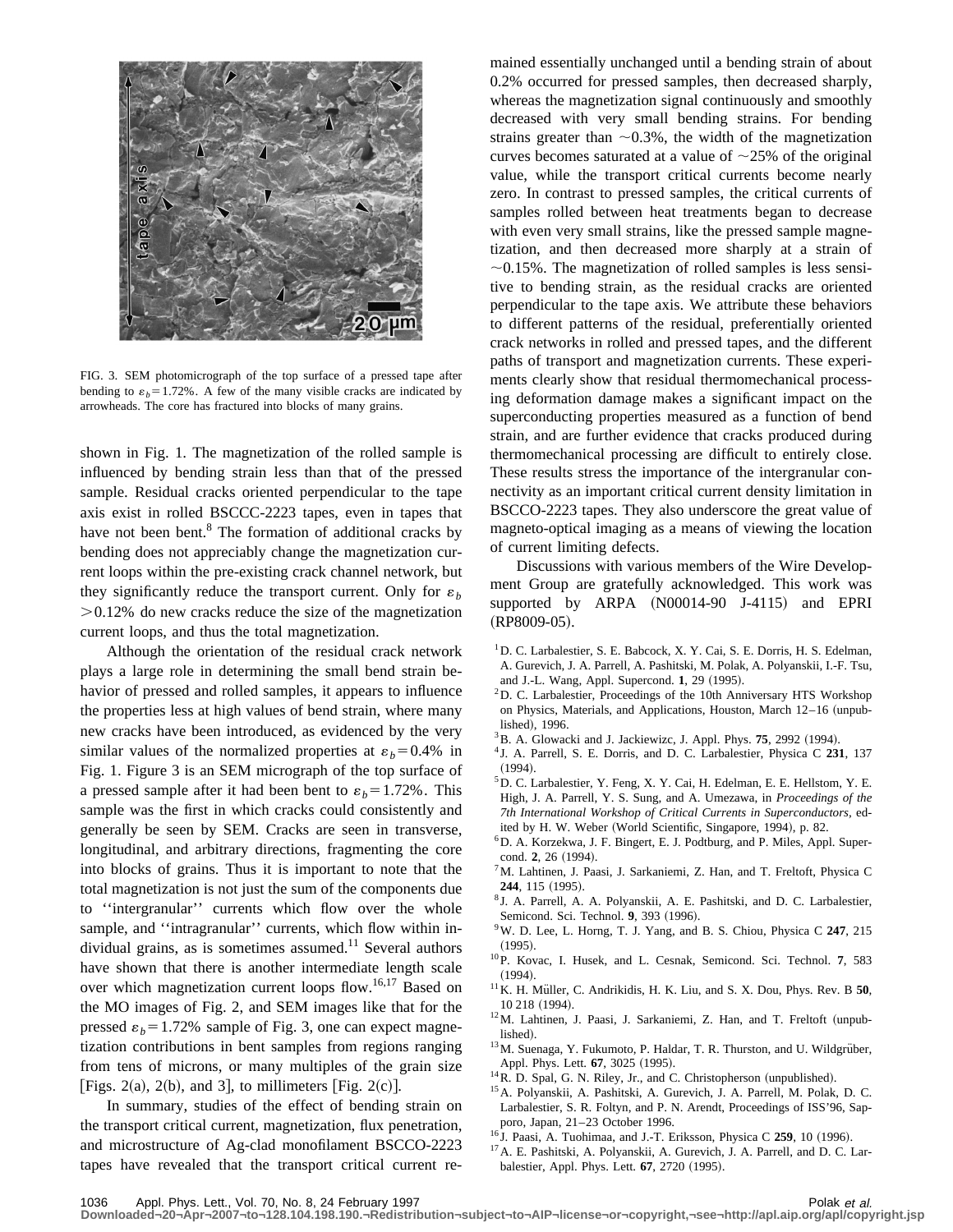FIG. 3. SEM photomicrograph of the top surface of a pressed tape after bending to $\varepsilon_b = 1.72\%$. A few of the many visible cracks are indicated by arrowheads. The core has fractured into blocks of many grains.

shown in Fig. 1. The magnetization of the rolled sample is influenced by bending strain less than that of the pressed sample. Residual cracks oriented perpendicular to the tape axis exist in rolled BSCCC-2223 tapes, even in tapes that have not been bent.[8] The formation of additional cracks by bending does not appreciably change the magnetization current loops within the pre-existing crack channel network, but they significantly reduce the transport current. Only for $\varepsilon_b > 0.12\%$ do new cracks reduce the size of the magnetization current loops, and thus the total magnetization.

Although the orientation of the residual crack network plays a large role in determining the small bend strain behavior of pressed and rolled samples, it appears to influence the properties less at high values of bend strain, where many new cracks have been introduced, as evidenced by the very similar values of the normalized properties at $\varepsilon_b = 0.4\%$ in Fig. 1. Figure 3 is an SEM micrograph of the top surface of a pressed sample after it had been bent to $\varepsilon_b = 1.72\%$. This sample was the first in which cracks could consistently and generally be seen by SEM. Cracks are seen in transverse, longitudinal, and arbitrary directions, fragmenting the core into blocks of grains. Thus it is important to note that the total magnetization is not just the sum of the components due to ''intergranular'' currents which flow over the whole sample, and ''intragranular'' currents, which flow within individual grains, as is sometimes assumed.[11] Several authors have shown that there is another intermediate length scale over which magnetization current loops flow.[16,17] Based on the MO images of Fig. 2, and SEM images like that for the pressed $\varepsilon_b = 1.72\%$ sample of Fig. 3, one can expect magnetization contributions in bent samples from regions ranging from tens of microns, or many multiples of the grain size [Figs. 2(a), 2(b), and 3], to millimeters [Fig. 2(c)].

In summary, studies of the effect of bending strain on the transport critical current, magnetization, flux penetration, and microstructure of Ag-clad monofilament BSCCO-2223 tapes have revealed that the transport critical current remained essentially unchanged until a bending strain of about 0.2% occurred for pressed samples, then decreased sharply, whereas the magnetization signal continuously and smoothly decreased with very small bending strains. For bending strains greater than ~0.3%, the width of the magnetization curves becomes saturated at a value of ~25% of the original value, while the transport critical currents become nearly zero. In contrast to pressed samples, the critical currents of samples rolled between heat treatments began to decrease with even very small strains, like the pressed sample magnetization, and then decreased more sharply at a strain of ~0.15%. The magnetization of rolled samples is less sensitive to bending strain, as the residual cracks are oriented perpendicular to the tape axis. We attribute these behaviors to different patterns of the residual, preferentially oriented crack networks in rolled and pressed tapes, and the different paths of transport and magnetization currents. These experiments clearly show that residual thermomechanical processing deformation damage makes a significant impact on the superconducting properties measured as a function of bend strain, and are further evidence that cracks produced during thermomechanical processing are difficult to entirely close. These results stress the importance of the intergranular connectivity as an important critical current density limitation in BSCCO-2223 tapes. They also underscore the great value of magneto-optical imaging as a means of viewing the location of current limiting defects.

Discussions with various members of the Wire Development Group are gratefully acknowledged. This work was supported by ARPA (N00014-90 J-4115) and EPRI (RP8009-05).

[1] D. C. Larbalestier, S. E. Babcock, X. Y. Cai, S. E. Dorris, H. S. Edelman, A. Gurevich, J. A. Parrell, A. Pashitski, M. Polak, A. Polyanskii, I.-F. Tsu, and J.-L. Wang, Appl. Supercond. **1**, 29 (1995).

[2] D. C. Larbalestier, Proceedings of the 10th Anniversary HTS Workshop on Physics, Materials, and Applications, Houston, March 12–16 (unpublished), 1996.

[3] B. A. Glowacki and J. Jackiewizc, J. Appl. Phys. **75**, 2992 (1994).

[4] J. A. Parrell, S. E. Dorris, and D. C. Larbalestier, Physica C **231**, 137 (1994).

[5] D. C. Larbalestier, Y. Feng, X. Y. Cai, H. Edelman, E. E. Hellstom, Y. E. High, J. A. Parrell, Y. S. Sung, and A. Umezawa, in *Proceedings of the 7th International Workshop of Critical Currents in Superconductors*, edited by H. W. Weber (World Scientific, Singapore, 1994), p. 82.

[6] D. A. Korzekwa, J. F. Bingert, E. J. Podtburg, and P. Miles, Appl. Supercond. **2**, 26 (1994).

[7] M. Lahtinen, J. Paasi, J. Sarkaniemi, Z. Han, and T. Freltoft, Physica C **244**, 115 (1995).

[8] J. A. Parrell, A. A. Polyanskii, A. E. Pashitski, and D. C. Larbalestier, Semicond. Sci. Technol. **9**, 393 (1996).

[9] W. D. Lee, L. Horng, T. J. Yang, and B. S. Chiou, Physica C **247**, 215 (1995).

[10] P. Kovac, I. Husek, and L. Cesnak, Semicond. Sci. Technol. **7**, 583 (1994).

[11] K. H. Müller, C. Andrikidis, H. K. Liu, and S. X. Dou, Phys. Rev. B **50**, 10 218 (1994).

[12] M. Lahtinen, J. Paasi, J. Sarkaniemi, Z. Han, and T. Freltoft (unpublished).

[13] M. Suenaga, Y. Fukumoto, P. Haldar, T. R. Thurston, and U. Wildgrüber, Appl. Phys. Lett. **67**, 3025 (1995).

[14] R. D. Spal, G. N. Riley, Jr., and C. Christopherson (unpublished).

[15] A. Polyanskii, A. Pashitski, A. Gurevich, J. A. Parrell, M. Polak, D. C. Larbalestier, S. R. Foltyn, and P. N. Arendt, Proceedings of ISS'96, Sapporo, Japan, 21–23 October 1996.

[16] J. Paasi, A. Tuohimaa, and J.-T. Eriksson, Physica C **259**, 10 (1996).

[17] A. E. Pashitski, A. Polyanskii, A. Gurevich, J. A. Parrell, and D. C. Larbalestier, Appl. Phys. Lett. **67**, 2720 (1995).